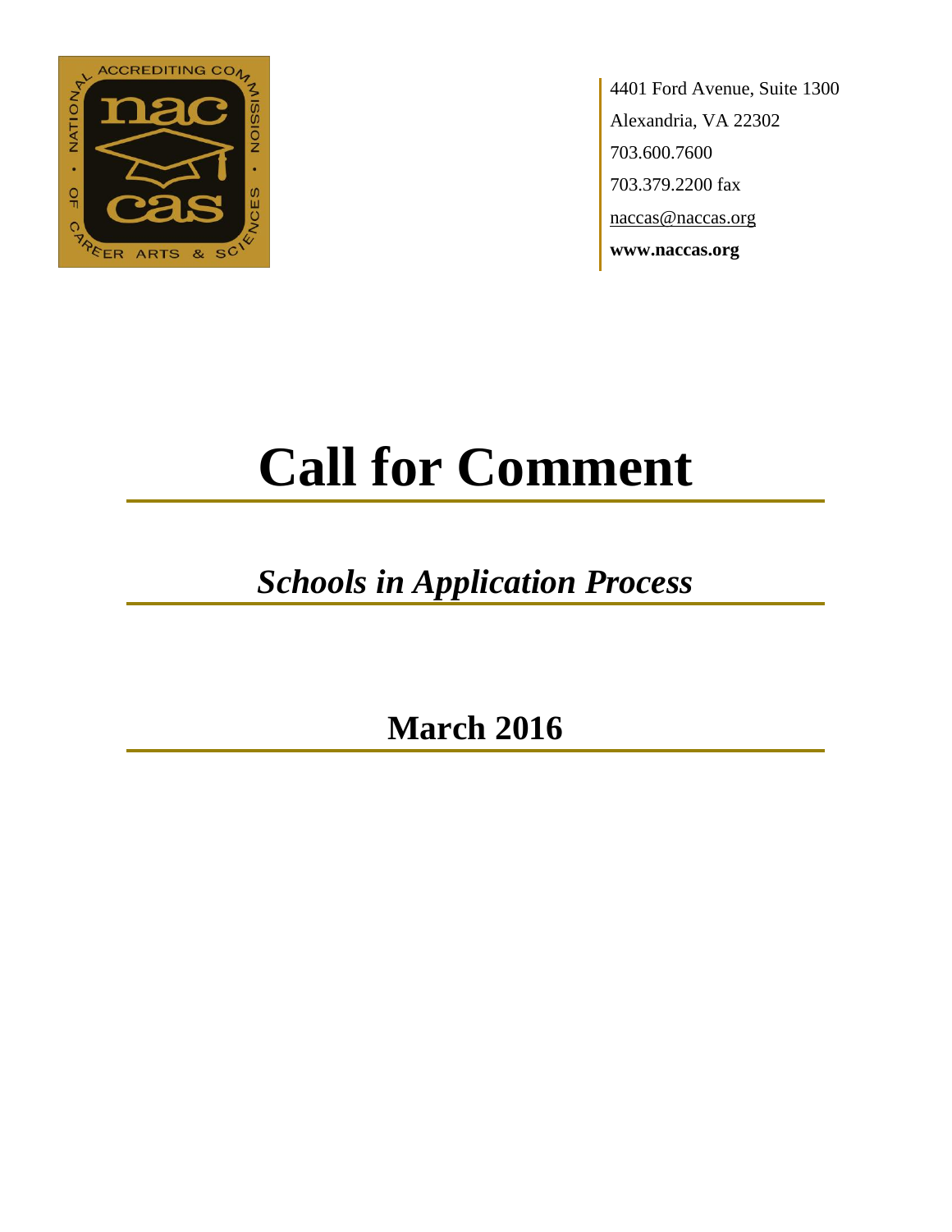4401 Ford Avenue, Suite 1300
Alexandria, VA 22302
703.600.7600
703.379.2200 fax
naccas@naccas.org
**www.naccas.org**

# Call for Comment

## *Schools in Application Process*

## March 2016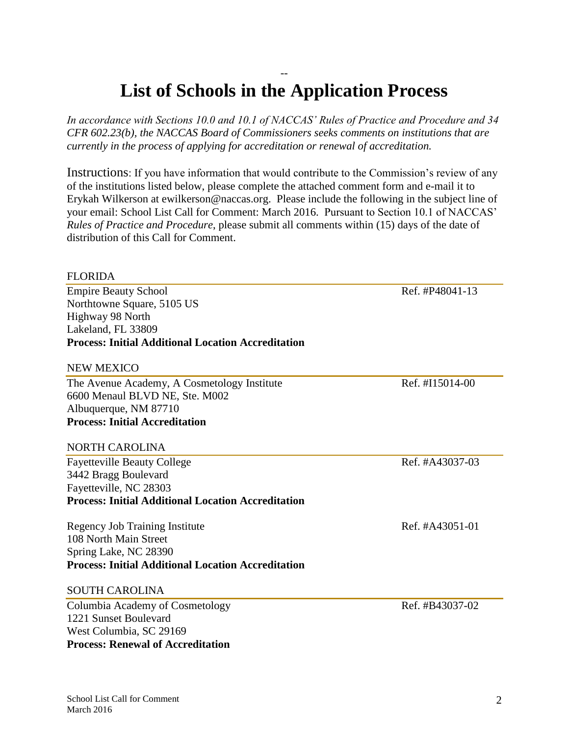# List of Schools in the Application Process

*In accordance with Sections 10.0 and 10.1 of NACCAS' Rules of Practice and Procedure and 34 CFR 602.23(b), the NACCAS Board of Commissioners seeks comments on institutions that are currently in the process of applying for accreditation or renewal of accreditation.*

Instructions: If you have information that would contribute to the Commission's review of any of the institutions listed below, please complete the attached comment form and e-mail it to Erykah Wilkerson at ewilkerson@naccas.org. Please include the following in the subject line of your email: School List Call for Comment: March 2016. Pursuant to Section 10.1 of NACCAS' *Rules of Practice and Procedure*, please submit all comments within (15) days of the date of distribution of this Call for Comment.

## FLORIDA

Empire Beauty School — Ref. #P48041-13
Northtowne Square, 5105 US
Highway 98 North
Lakeland, FL 33809
**Process: Initial Additional Location Accreditation**

## NEW MEXICO

The Avenue Academy, A Cosmetology Institute — Ref. #I15014-00
6600 Menaul BLVD NE, Ste. M002
Albuquerque, NM 87710
**Process: Initial Accreditation**

## NORTH CAROLINA

Fayetteville Beauty College — Ref. #A43037-03
3442 Bragg Boulevard
Fayetteville, NC 28303
**Process: Initial Additional Location Accreditation**

Regency Job Training Institute — Ref. #A43051-01
108 North Main Street
Spring Lake, NC 28390
**Process: Initial Additional Location Accreditation**

## SOUTH CAROLINA

Columbia Academy of Cosmetology — Ref. #B43037-02
1221 Sunset Boulevard
West Columbia, SC 29169
**Process: Renewal of Accreditation**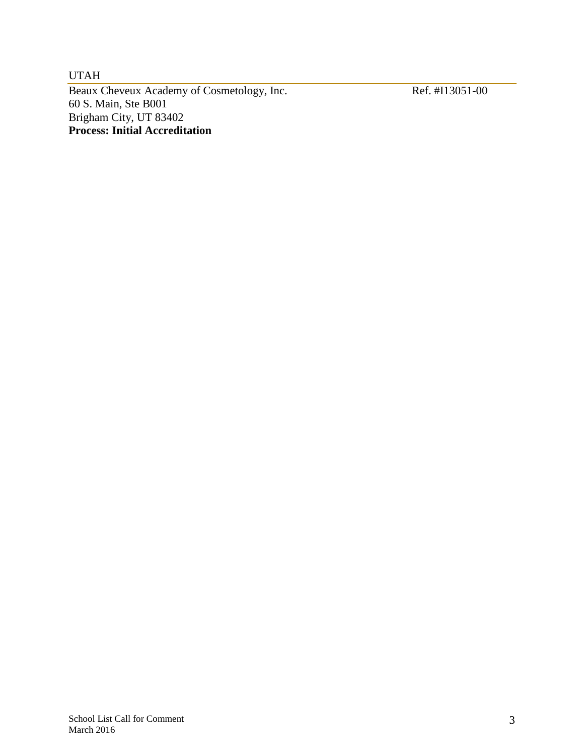UTAH

Beaux Cheveux Academy of Cosmetology, Inc. Ref. #I13051-00
60 S. Main, Ste B001
Brigham City, UT 83402
**Process: Initial Accreditation**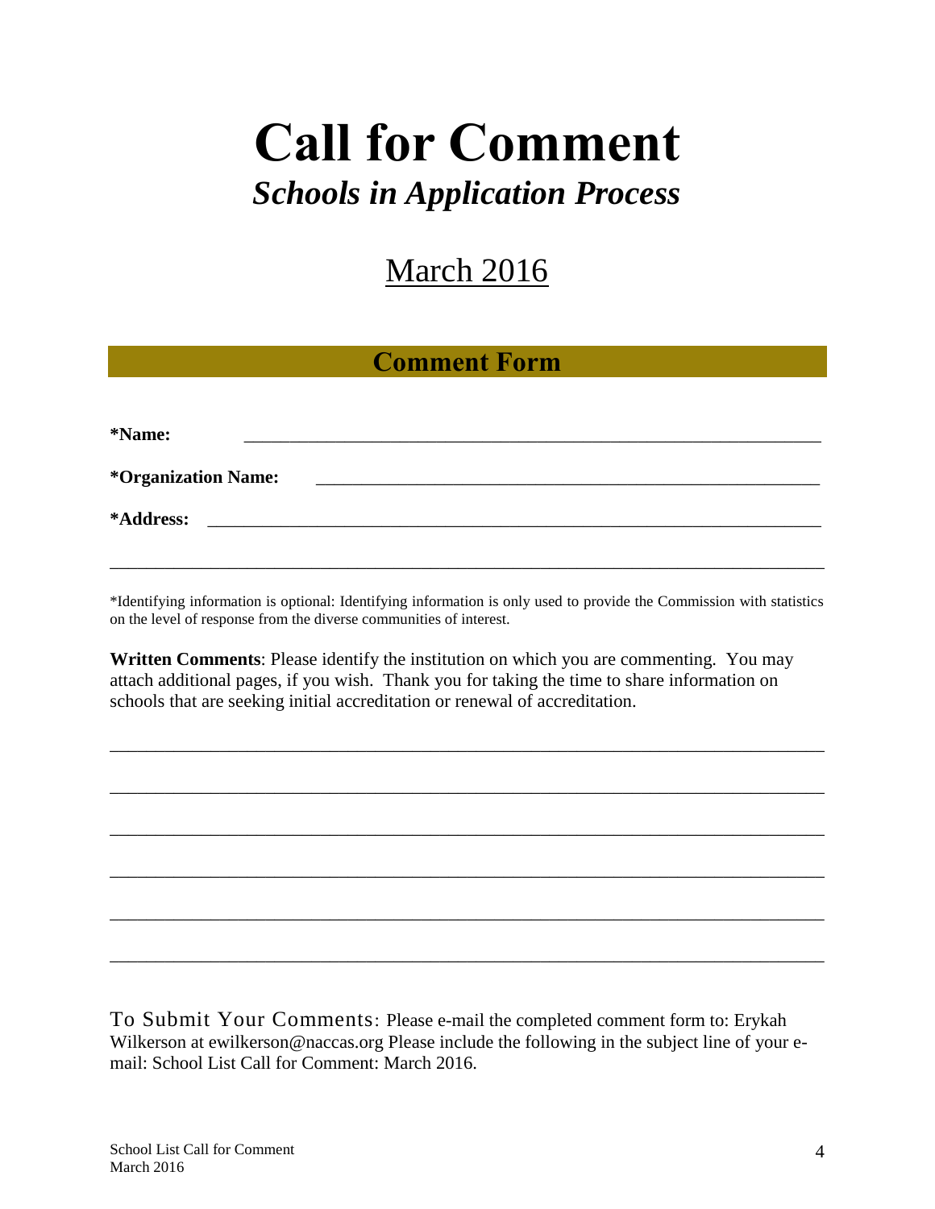# Call for Comment

## *Schools in Application Process*

March 2016

## Comment Form

**\*Name:** ________________________________________________________________

**\*Organization Name:** ______________________________________________________

**\*Address:** ______________________________________________________________

_______________________________________________________________________________

\*Identifying information is optional: Identifying information is only used to provide the Commission with statistics on the level of response from the diverse communities of interest.

**Written Comments**: Please identify the institution on which you are commenting. You may attach additional pages, if you wish. Thank you for taking the time to share information on schools that are seeking initial accreditation or renewal of accreditation.

_______________________________________________________________________________

_______________________________________________________________________________

_______________________________________________________________________________

_______________________________________________________________________________

_______________________________________________________________________________

_______________________________________________________________________________

To Submit Your Comments: Please e-mail the completed comment form to: Erykah Wilkerson at ewilkerson@naccas.org Please include the following in the subject line of your e-mail: School List Call for Comment: March 2016.